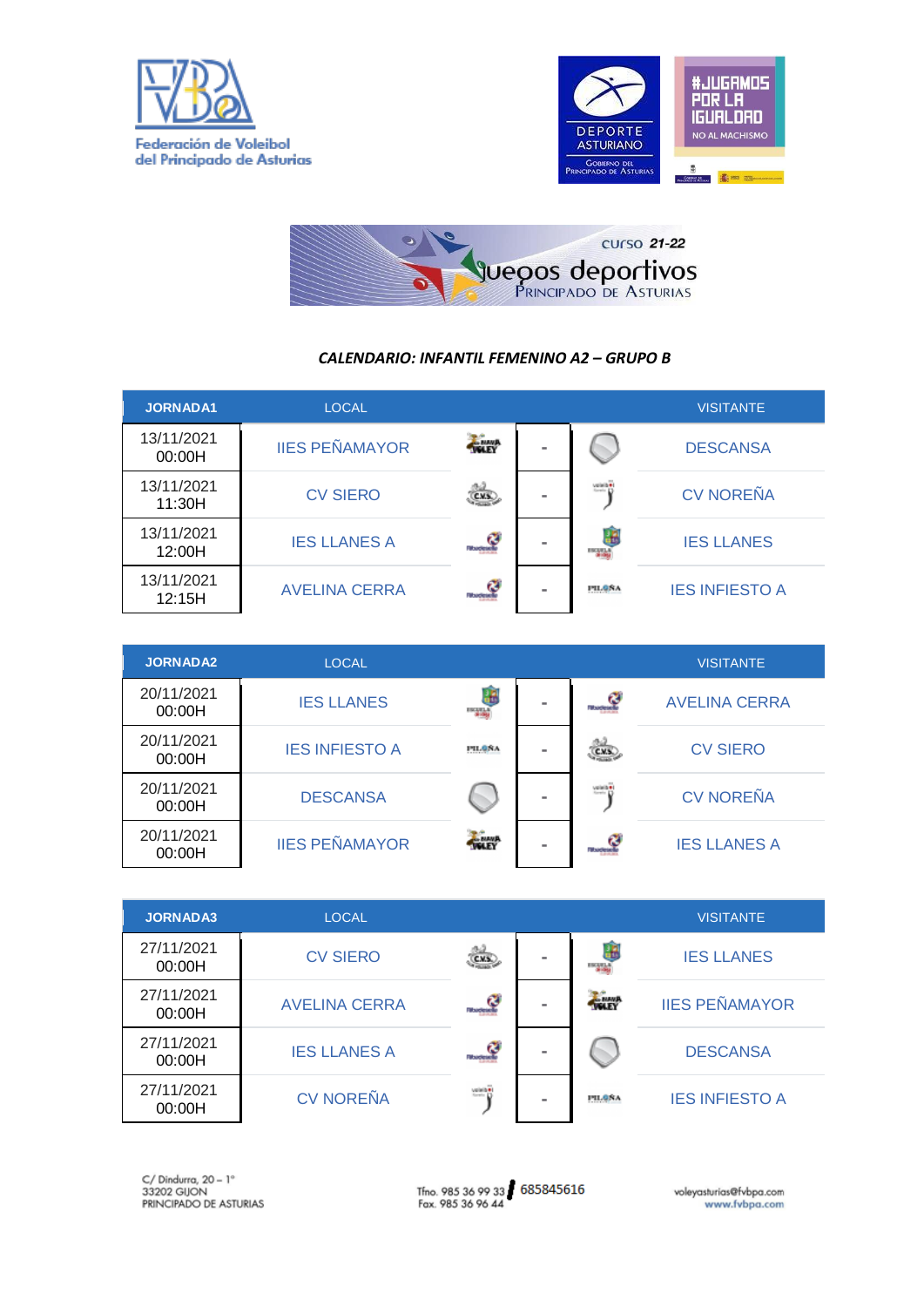Federación de Voleibol del Principado de Asturias

DEPORTE ASTURIANO
Gobierno del Principado de Asturias

#JUGAMOS POR LA IGUALDAD
NO AL MACHISMO

curso 21-22
Juegos deportivos
Principado de Asturias

### *CALENDARIO: INFANTIL FEMENINO A2 – GRUPO B*

| JORNADA1 | LOCAL | | VISITANTE |
|---|---|---|---|
| 13/11/2021 00:00H | IIES PEÑAMAYOR | - | DESCANSA |
| 13/11/2021 11:30H | CV SIERO | - | CV NOREÑA |
| 13/11/2021 12:00H | IES LLANES A | - | IES LLANES |
| 13/11/2021 12:15H | AVELINA CERRA | - | IES INFIESTO A |

| JORNADA2 | LOCAL | | VISITANTE |
|---|---|---|---|
| 20/11/2021 00:00H | IES LLANES | - | AVELINA CERRA |
| 20/11/2021 00:00H | IES INFIESTO A | - | CV SIERO |
| 20/11/2021 00:00H | DESCANSA | - | CV NOREÑA |
| 20/11/2021 00:00H | IIES PEÑAMAYOR | - | IES LLANES A |

| JORNADA3 | LOCAL | | VISITANTE |
|---|---|---|---|
| 27/11/2021 00:00H | CV SIERO | - | IES LLANES |
| 27/11/2021 00:00H | AVELINA CERRA | - | IIES PEÑAMAYOR |
| 27/11/2021 00:00H | IES LLANES A | - | DESCANSA |
| 27/11/2021 00:00H | CV NOREÑA | - | IES INFIESTO A |

C/ Dindurra, 20 – 1º
33202 GIJON
PRINCIPADO DE ASTURIAS

Tfno. 985 36 99 33 685845616
Fax. 985 36 96 44

voleyasturias@fvbpa.com
www.fvbpa.com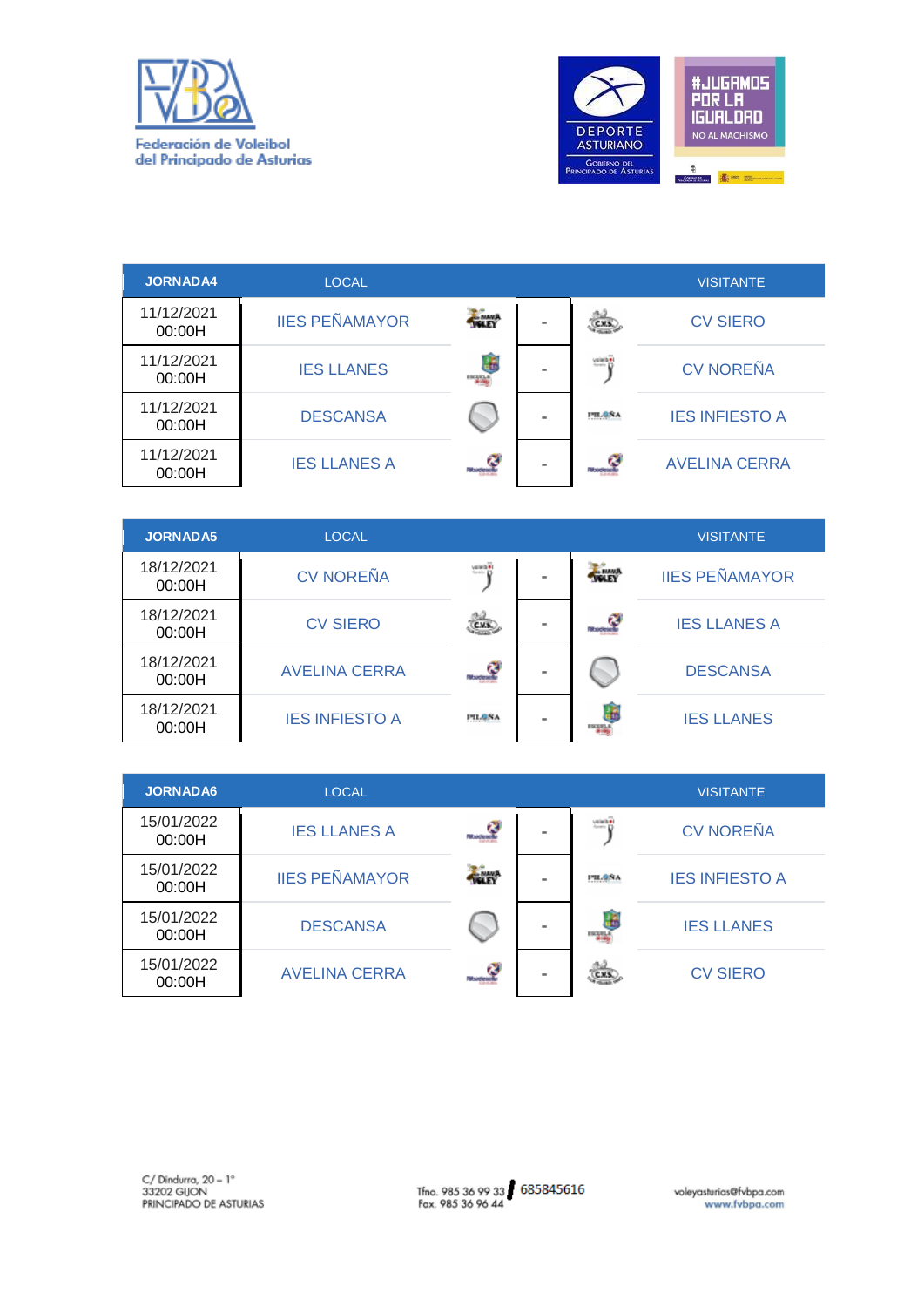Federación de Voleibol del Principado de Asturias

DEPORTE ASTURIANO

Gobierno del Principado de Asturias

#JUGAMOS POR LA IGUALDAD

NO AL MACHISMO

| JORNADA4 | LOCAL | | | | VISITANTE |
|---|---|---|---|---|---|
| 11/12/2021 00:00H | IIES PEÑAMAYOR | | - | | CV SIERO |
| 11/12/2021 00:00H | IES LLANES | | - | | CV NOREÑA |
| 11/12/2021 00:00H | DESCANSA | | - | | IES INFIESTO A |
| 11/12/2021 00:00H | IES LLANES A | | - | | AVELINA CERRA |

| JORNADA5 | LOCAL | | | | VISITANTE |
|---|---|---|---|---|---|
| 18/12/2021 00:00H | CV NOREÑA | | - | | IIES PEÑAMAYOR |
| 18/12/2021 00:00H | CV SIERO | | - | | IES LLANES A |
| 18/12/2021 00:00H | AVELINA CERRA | | - | | DESCANSA |
| 18/12/2021 00:00H | IES INFIESTO A | | - | | IES LLANES |

| JORNADA6 | LOCAL | | | | VISITANTE |
|---|---|---|---|---|---|
| 15/01/2022 00:00H | IES LLANES A | | - | | CV NOREÑA |
| 15/01/2022 00:00H | IIES PEÑAMAYOR | | - | | IES INFIESTO A |
| 15/01/2022 00:00H | DESCANSA | | - | | IES LLANES |
| 15/01/2022 00:00H | AVELINA CERRA | | - | | CV SIERO |

C/ Dindurra, 20 – 1º
33202 GIJON
PRINCIPADO DE ASTURIAS

Tfno. 985 36 99 33 685845616
Fax. 985 36 96 44

voleyasturias@fvbpa.com
www.fvbpa.com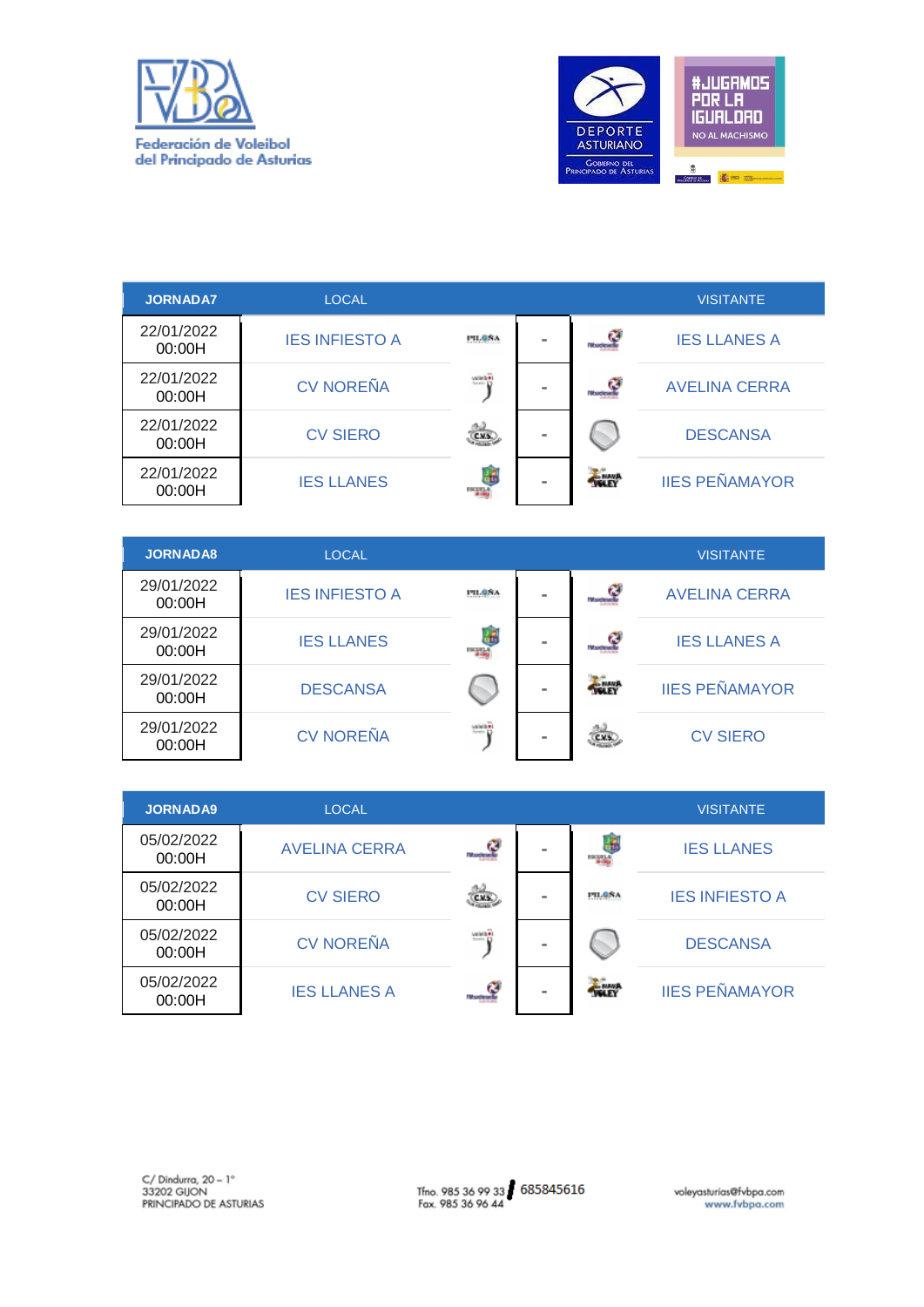Federación de Voleibol del Principado de Asturias

DEPORTE ASTURIANO

Gobierno del Principado de Asturias

#JUGAMOS POR LA IGUALDAD

NO AL MACHISMO

| JORNADA7 | LOCAL | | | VISITANTE |
|---|---|---|---|---|
| 22/01/2022 00:00H | IES INFIESTO A | - | | IES LLANES A |
| 22/01/2022 00:00H | CV NOREÑA | - | | AVELINA CERRA |
| 22/01/2022 00:00H | CV SIERO | - | | DESCANSA |
| 22/01/2022 00:00H | IES LLANES | - | | IIES PEÑAMAYOR |

| JORNADA8 | LOCAL | | | VISITANTE |
|---|---|---|---|---|
| 29/01/2022 00:00H | IES INFIESTO A | - | | AVELINA CERRA |
| 29/01/2022 00:00H | IES LLANES | - | | IES LLANES A |
| 29/01/2022 00:00H | DESCANSA | - | | IIES PEÑAMAYOR |
| 29/01/2022 00:00H | CV NOREÑA | - | | CV SIERO |

| JORNADA9 | LOCAL | | | VISITANTE |
|---|---|---|---|---|
| 05/02/2022 00:00H | AVELINA CERRA | - | | IES LLANES |
| 05/02/2022 00:00H | CV SIERO | - | | IES INFIESTO A |
| 05/02/2022 00:00H | CV NOREÑA | - | | DESCANSA |
| 05/02/2022 00:00H | IES LLANES A | - | | IIES PEÑAMAYOR |

C/ Dindurra, 20 – 1°
33202 GIJON
PRINCIPADO DE ASTURIAS

Tfno. 985 36 99 33 685845616
Fax. 985 36 96 44

voleyasturias@fvbpa.com
www.fvbpa.com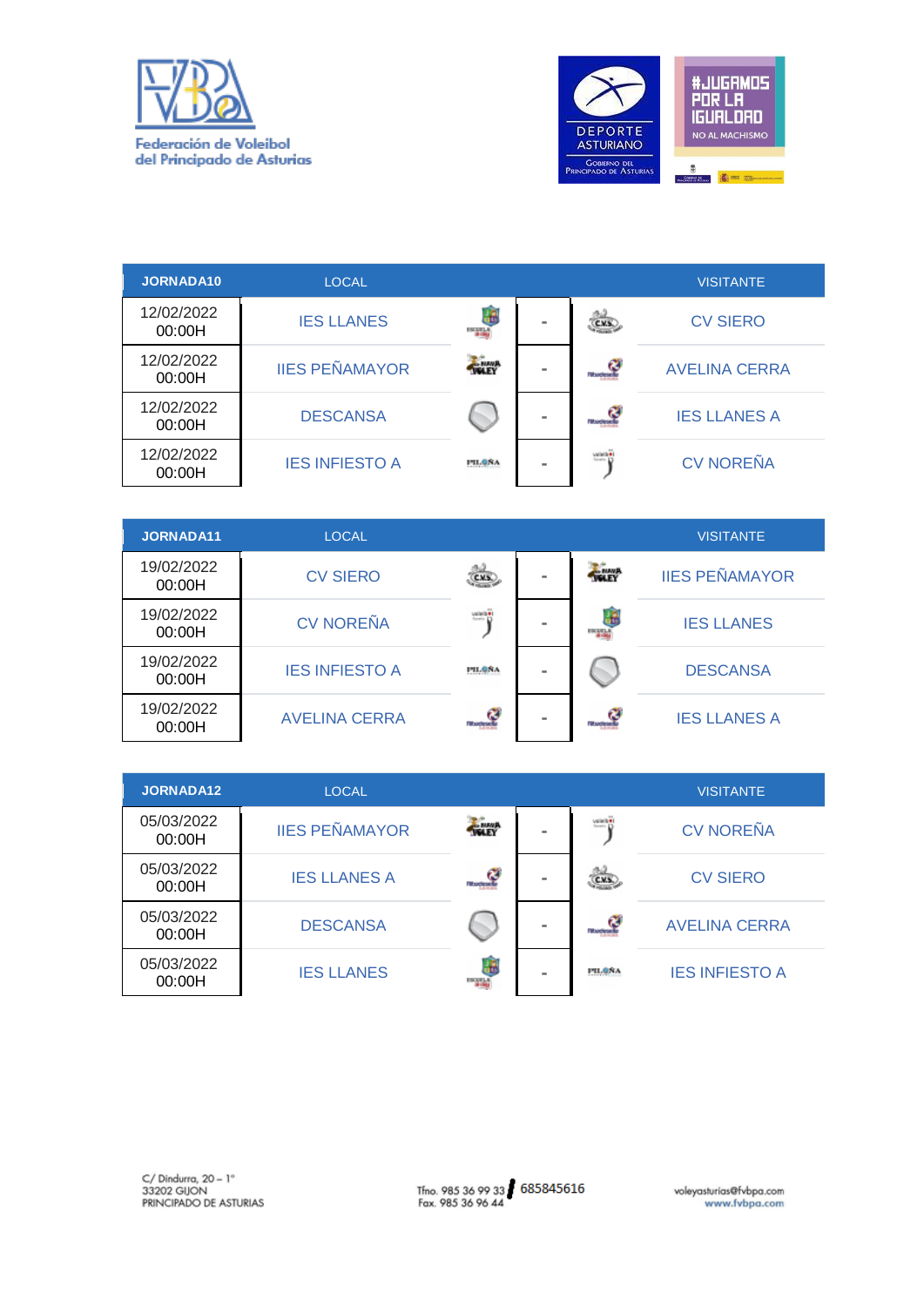| JORNADA10 | LOCAL | | | | VISITANTE |
|---|---|---|---|---|---|
| 12/02/2022 00:00H | IES LLANES | | - | | CV SIERO |
| 12/02/2022 00:00H | IIES PEÑAMAYOR | | - | | AVELINA CERRA |
| 12/02/2022 00:00H | DESCANSA | | - | | IES LLANES A |
| 12/02/2022 00:00H | IES INFIESTO A | | - | | CV NOREÑA |

| JORNADA11 | LOCAL | | | | VISITANTE |
|---|---|---|---|---|---|
| 19/02/2022 00:00H | CV SIERO | | - | | IIES PEÑAMAYOR |
| 19/02/2022 00:00H | CV NOREÑA | | - | | IES LLANES |
| 19/02/2022 00:00H | IES INFIESTO A | | - | | DESCANSA |
| 19/02/2022 00:00H | AVELINA CERRA | | - | | IES LLANES A |

| JORNADA12 | LOCAL | | | | VISITANTE |
|---|---|---|---|---|---|
| 05/03/2022 00:00H | IIES PEÑAMAYOR | | - | | CV NOREÑA |
| 05/03/2022 00:00H | IES LLANES A | | - | | CV SIERO |
| 05/03/2022 00:00H | DESCANSA | | - | | AVELINA CERRA |
| 05/03/2022 00:00H | IES LLANES | | - | | IES INFIESTO A |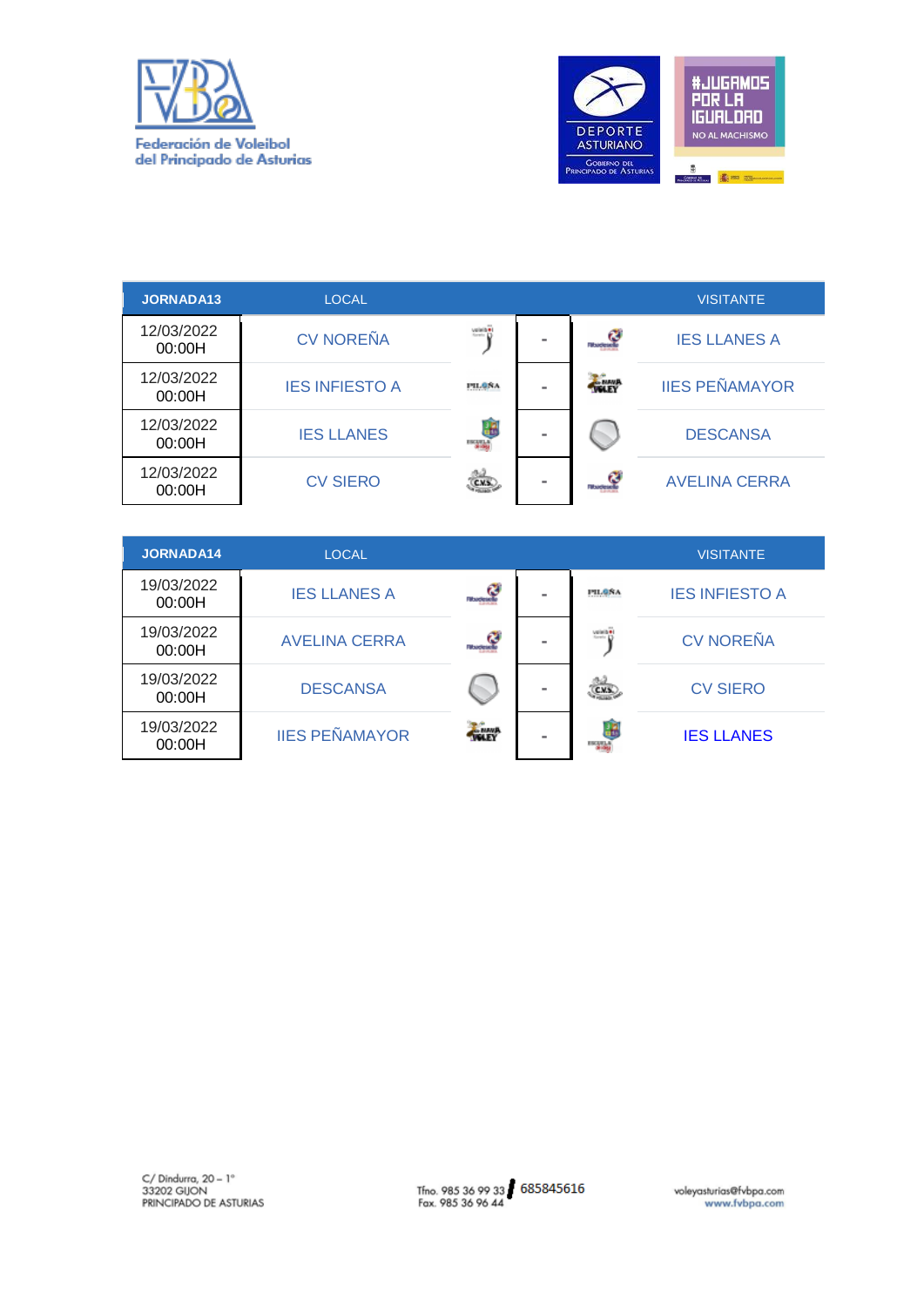| JORNADA13 | LOCAL | | | VISITANTE |
|---|---|---|---|---|
| 12/03/2022 00:00H | CV NOREÑA | - | | IES LLANES A |
| 12/03/2022 00:00H | IES INFIESTO A | - | | IIES PEÑAMAYOR |
| 12/03/2022 00:00H | IES LLANES | - | | DESCANSA |
| 12/03/2022 00:00H | CV SIERO | - | | AVELINA CERRA |

| JORNADA14 | LOCAL | | | VISITANTE |
|---|---|---|---|---|
| 19/03/2022 00:00H | IES LLANES A | - | | IES INFIESTO A |
| 19/03/2022 00:00H | AVELINA CERRA | - | | CV NOREÑA |
| 19/03/2022 00:00H | DESCANSA | - | | CV SIERO |
| 19/03/2022 00:00H | IIES PEÑAMAYOR | - | | IES LLANES |